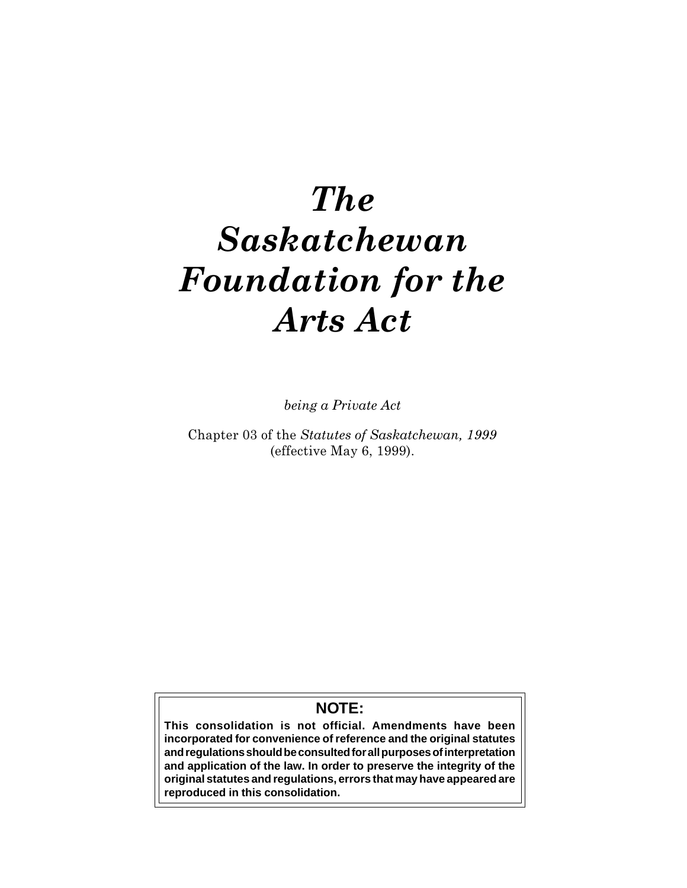# *The Saskatchewan Foundation for the Arts Act*

*being a Private Act*

Chapter 03 of the *Statutes of Saskatchewan, 1999* (effective May 6, 1999).

**NOTE:**

**This consolidation is not official. Amendments have been incorporated for convenience of reference and the original statutes and regulations should be consulted for all purposes of interpretation and application of the law. In order to preserve the integrity of the original statutes and regulations, errors that may have appeared are reproduced in this consolidation.**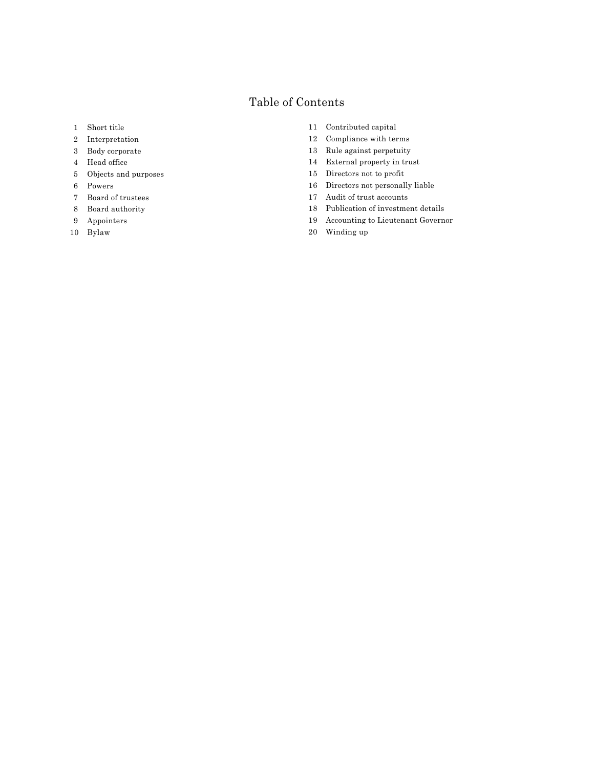# Table of Contents

1 Short title

2 Interpretation

3 Body corporate

4 Head office

5 Objects and purposes

6 Powers

7 Board of trustees

8 Board authority

9 Appointers

10 Bylaw

11 Contributed capital

12 Compliance with terms

13 Rule against perpetuity

14 External property in trust

15 Directors not to profit

16 Directors not personally liable

17 Audit of trust accounts

18 Publication of investment details

19 Accounting to Lieutenant Governor

20 Winding up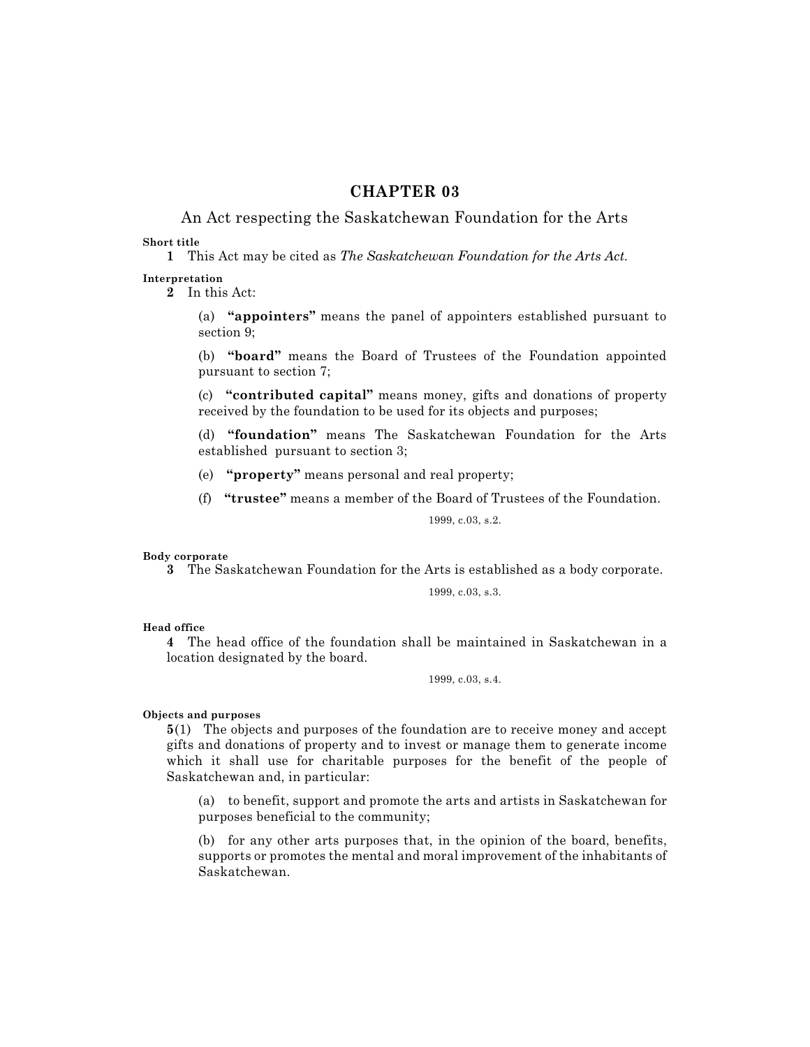# CHAPTER 03

## An Act respecting the Saskatchewan Foundation for the Arts

**Short title**

**1** This Act may be cited as *The Saskatchewan Foundation for the Arts Act*.

**Interpretation**

**2** In this Act:

(a) **"appointers"** means the panel of appointers established pursuant to section 9;

(b) **"board"** means the Board of Trustees of the Foundation appointed pursuant to section 7;

(c) **"contributed capital"** means money, gifts and donations of property received by the foundation to be used for its objects and purposes;

(d) **"foundation"** means The Saskatchewan Foundation for the Arts established pursuant to section 3;

(e) **"property"** means personal and real property;

(f) **"trustee"** means a member of the Board of Trustees of the Foundation.

1999, c.03, s.2.

**Body corporate**

**3** The Saskatchewan Foundation for the Arts is established as a body corporate.

1999, c.03, s.3.

**Head office**

**4** The head office of the foundation shall be maintained in Saskatchewan in a location designated by the board.

1999, c.03, s.4.

**Objects and purposes**

**5**(1) The objects and purposes of the foundation are to receive money and accept gifts and donations of property and to invest or manage them to generate income which it shall use for charitable purposes for the benefit of the people of Saskatchewan and, in particular:

(a) to benefit, support and promote the arts and artists in Saskatchewan for purposes beneficial to the community;

(b) for any other arts purposes that, in the opinion of the board, benefits, supports or promotes the mental and moral improvement of the inhabitants of Saskatchewan.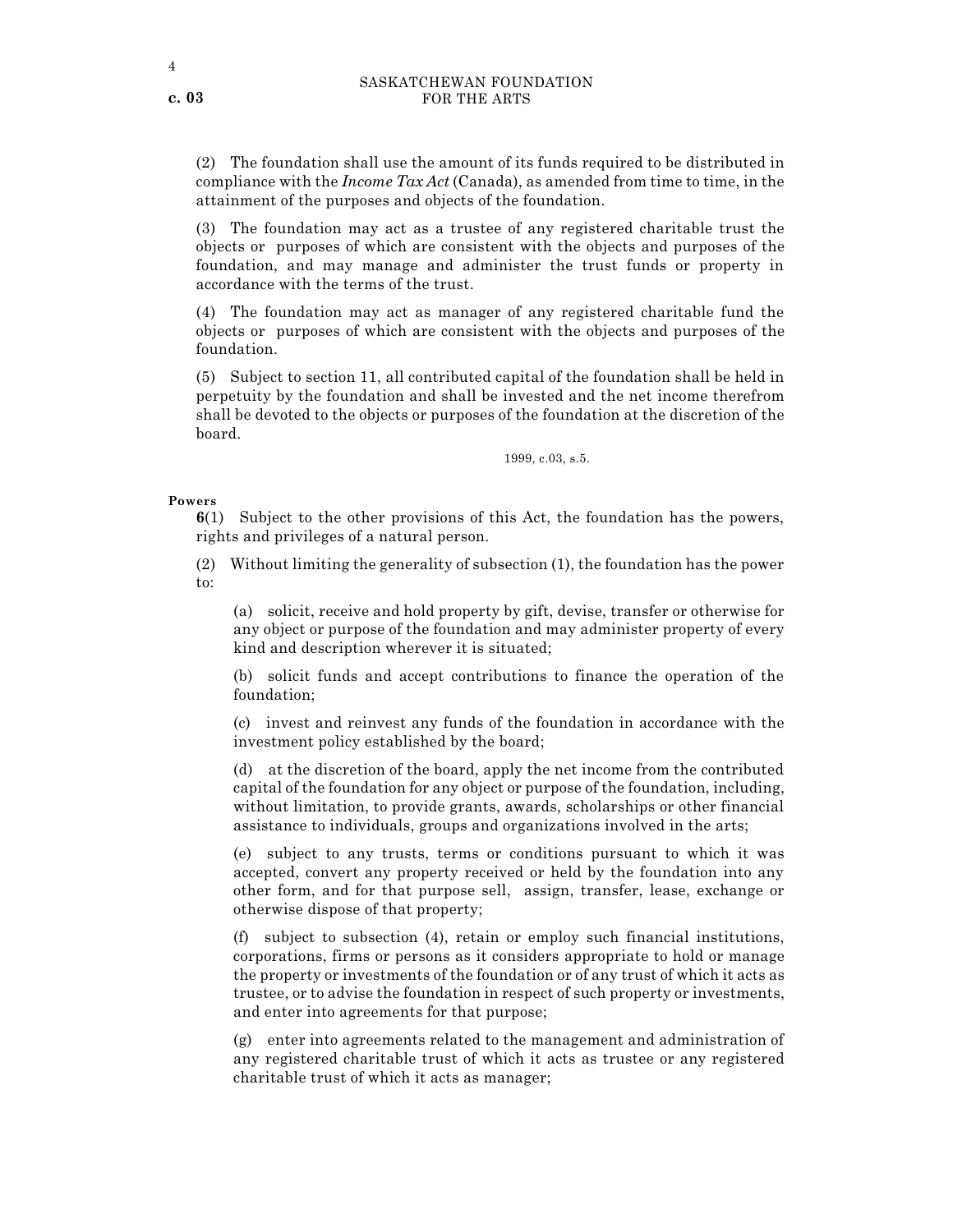(2) The foundation shall use the amount of its funds required to be distributed in compliance with the *Income Tax Act* (Canada), as amended from time to time, in the attainment of the purposes and objects of the foundation.

(3) The foundation may act as a trustee of any registered charitable trust the objects or purposes of which are consistent with the objects and purposes of the foundation, and may manage and administer the trust funds or property in accordance with the terms of the trust.

(4) The foundation may act as manager of any registered charitable fund the objects or purposes of which are consistent with the objects and purposes of the foundation.

(5) Subject to section 11, all contributed capital of the foundation shall be held in perpetuity by the foundation and shall be invested and the net income therefrom shall be devoted to the objects or purposes of the foundation at the discretion of the board.

1999, c.03, s.5.

**Powers**

**6**(1) Subject to the other provisions of this Act, the foundation has the powers, rights and privileges of a natural person.

(2) Without limiting the generality of subsection (1), the foundation has the power to:

(a) solicit, receive and hold property by gift, devise, transfer or otherwise for any object or purpose of the foundation and may administer property of every kind and description wherever it is situated;

(b) solicit funds and accept contributions to finance the operation of the foundation;

(c) invest and reinvest any funds of the foundation in accordance with the investment policy established by the board;

(d) at the discretion of the board, apply the net income from the contributed capital of the foundation for any object or purpose of the foundation, including, without limitation, to provide grants, awards, scholarships or other financial assistance to individuals, groups and organizations involved in the arts;

(e) subject to any trusts, terms or conditions pursuant to which it was accepted, convert any property received or held by the foundation into any other form, and for that purpose sell, assign, transfer, lease, exchange or otherwise dispose of that property;

(f) subject to subsection (4), retain or employ such financial institutions, corporations, firms or persons as it considers appropriate to hold or manage the property or investments of the foundation or of any trust of which it acts as trustee, or to advise the foundation in respect of such property or investments, and enter into agreements for that purpose;

(g) enter into agreements related to the management and administration of any registered charitable trust of which it acts as trustee or any registered charitable trust of which it acts as manager;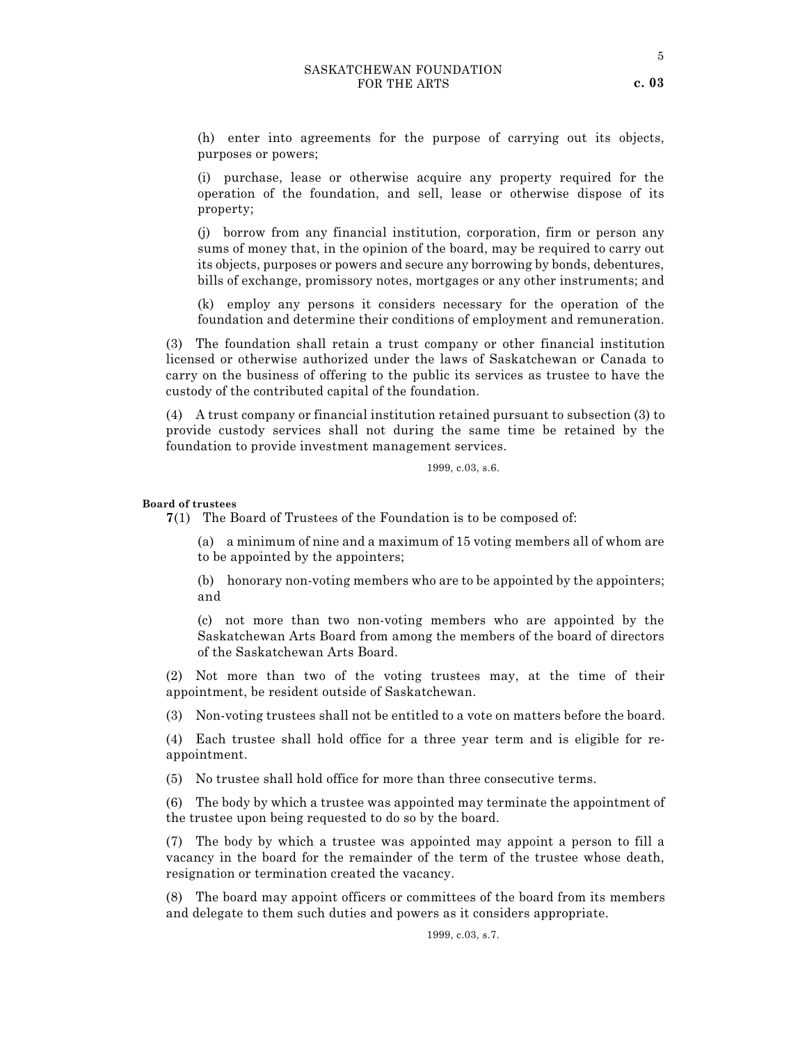(h) enter into agreements for the purpose of carrying out its objects, purposes or powers;

(i) purchase, lease or otherwise acquire any property required for the operation of the foundation, and sell, lease or otherwise dispose of its property;

(j) borrow from any financial institution, corporation, firm or person any sums of money that, in the opinion of the board, may be required to carry out its objects, purposes or powers and secure any borrowing by bonds, debentures, bills of exchange, promissory notes, mortgages or any other instruments; and

(k) employ any persons it considers necessary for the operation of the foundation and determine their conditions of employment and remuneration.

(3) The foundation shall retain a trust company or other financial institution licensed or otherwise authorized under the laws of Saskatchewan or Canada to carry on the business of offering to the public its services as trustee to have the custody of the contributed capital of the foundation.

(4) A trust company or financial institution retained pursuant to subsection (3) to provide custody services shall not during the same time be retained by the foundation to provide investment management services.

1999, c.03, s.6.

**Board of trustees**

**7**(1) The Board of Trustees of the Foundation is to be composed of:

(a) a minimum of nine and a maximum of 15 voting members all of whom are to be appointed by the appointers;

(b) honorary non-voting members who are to be appointed by the appointers; and

(c) not more than two non-voting members who are appointed by the Saskatchewan Arts Board from among the members of the board of directors of the Saskatchewan Arts Board.

(2) Not more than two of the voting trustees may, at the time of their appointment, be resident outside of Saskatchewan.

(3) Non-voting trustees shall not be entitled to a vote on matters before the board.

(4) Each trustee shall hold office for a three year term and is eligible for re-appointment.

(5) No trustee shall hold office for more than three consecutive terms.

(6) The body by which a trustee was appointed may terminate the appointment of the trustee upon being requested to do so by the board.

(7) The body by which a trustee was appointed may appoint a person to fill a vacancy in the board for the remainder of the term of the trustee whose death, resignation or termination created the vacancy.

(8) The board may appoint officers or committees of the board from its members and delegate to them such duties and powers as it considers appropriate.

1999, c.03, s.7.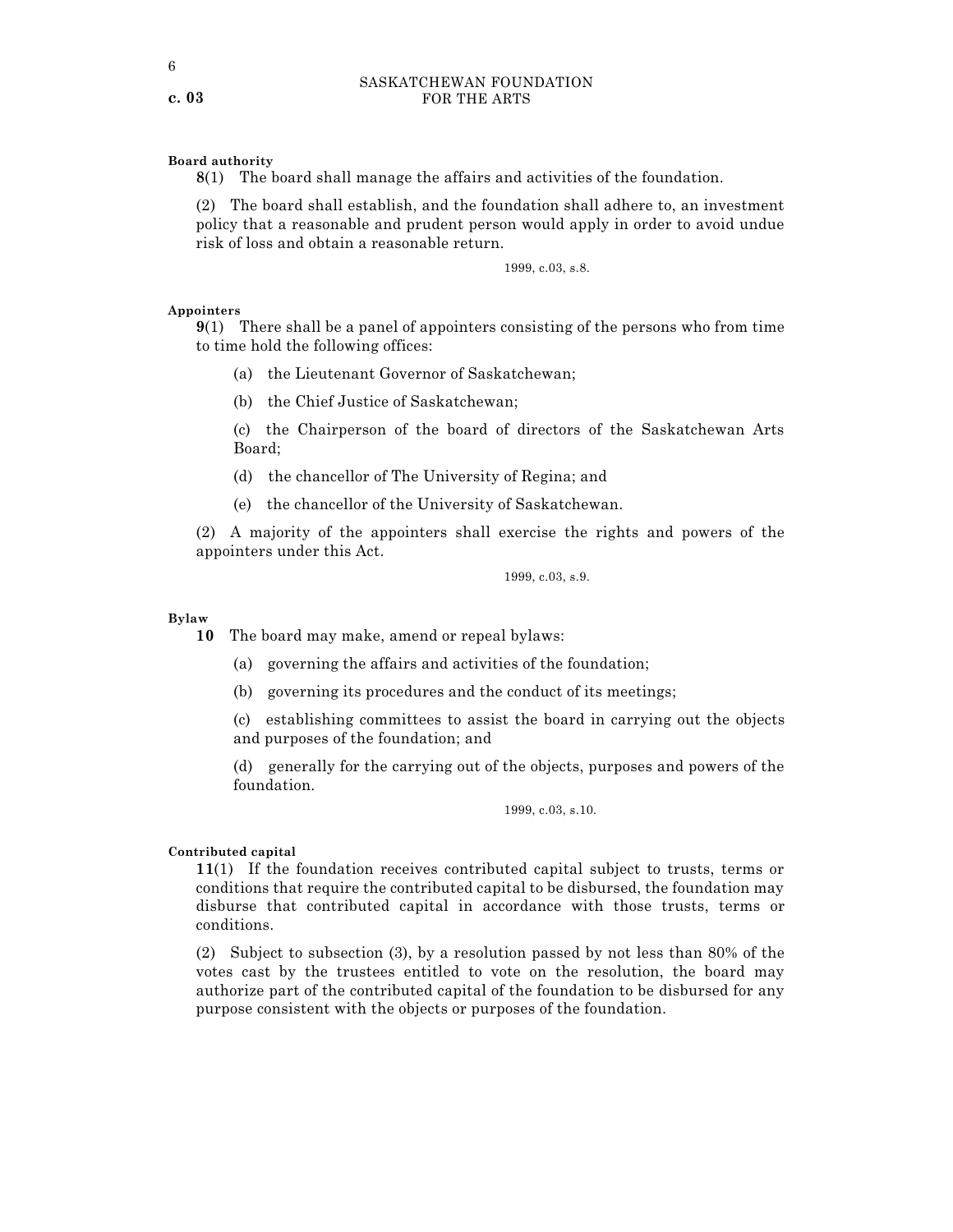**Board authority**

**8**(1) The board shall manage the affairs and activities of the foundation.

(2) The board shall establish, and the foundation shall adhere to, an investment policy that a reasonable and prudent person would apply in order to avoid undue risk of loss and obtain a reasonable return.

1999, c.03, s.8.

**Appointers**

**9**(1) There shall be a panel of appointers consisting of the persons who from time to time hold the following offices:

(a) the Lieutenant Governor of Saskatchewan;

(b) the Chief Justice of Saskatchewan;

(c) the Chairperson of the board of directors of the Saskatchewan Arts Board;

(d) the chancellor of The University of Regina; and

(e) the chancellor of the University of Saskatchewan.

(2) A majority of the appointers shall exercise the rights and powers of the appointers under this Act.

1999, c.03, s.9.

**Bylaw**

**10** The board may make, amend or repeal bylaws:

(a) governing the affairs and activities of the foundation;

(b) governing its procedures and the conduct of its meetings;

(c) establishing committees to assist the board in carrying out the objects and purposes of the foundation; and

(d) generally for the carrying out of the objects, purposes and powers of the foundation.

1999, c.03, s.10.

**Contributed capital**

**11**(1) If the foundation receives contributed capital subject to trusts, terms or conditions that require the contributed capital to be disbursed, the foundation may disburse that contributed capital in accordance with those trusts, terms or conditions.

(2) Subject to subsection (3), by a resolution passed by not less than 80% of the votes cast by the trustees entitled to vote on the resolution, the board may authorize part of the contributed capital of the foundation to be disbursed for any purpose consistent with the objects or purposes of the foundation.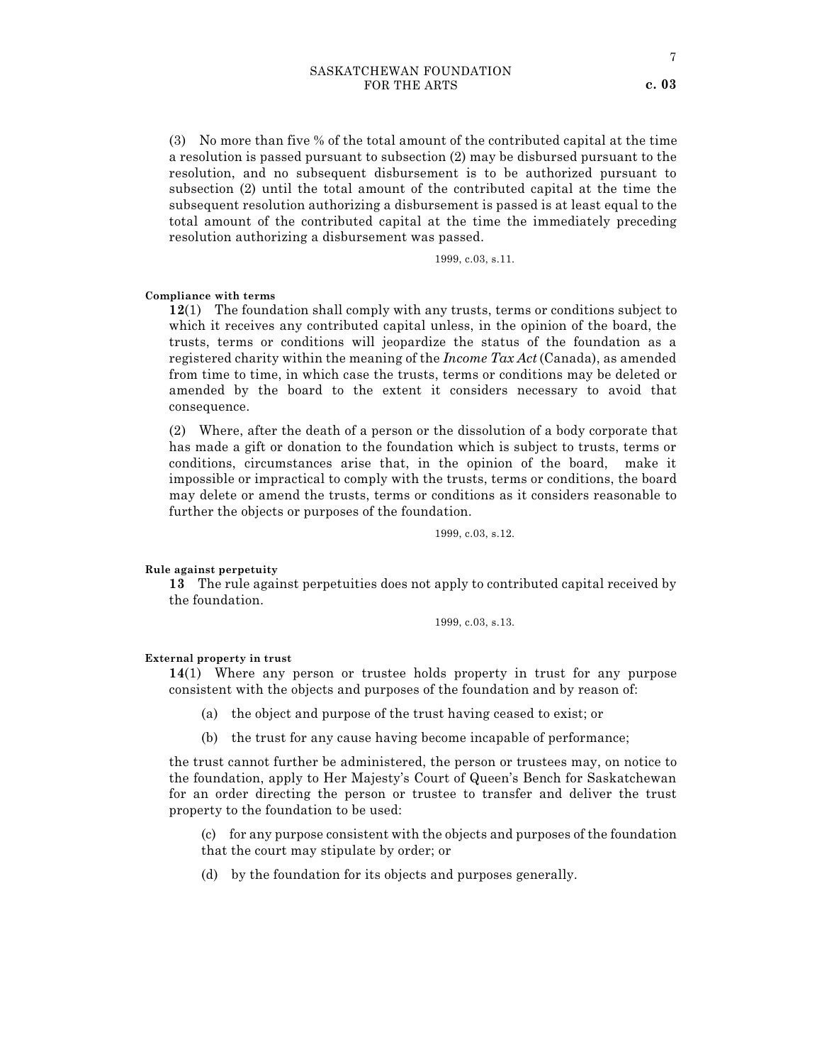(3) No more than five % of the total amount of the contributed capital at the time a resolution is passed pursuant to subsection (2) may be disbursed pursuant to the resolution, and no subsequent disbursement is to be authorized pursuant to subsection (2) until the total amount of the contributed capital at the time the subsequent resolution authorizing a disbursement is passed is at least equal to the total amount of the contributed capital at the time the immediately preceding resolution authorizing a disbursement was passed.

1999, c.03, s.11.

**Compliance with terms**

**12**(1) The foundation shall comply with any trusts, terms or conditions subject to which it receives any contributed capital unless, in the opinion of the board, the trusts, terms or conditions will jeopardize the status of the foundation as a registered charity within the meaning of the *Income Tax Act* (Canada), as amended from time to time, in which case the trusts, terms or conditions may be deleted or amended by the board to the extent it considers necessary to avoid that consequence.

(2) Where, after the death of a person or the dissolution of a body corporate that has made a gift or donation to the foundation which is subject to trusts, terms or conditions, circumstances arise that, in the opinion of the board, make it impossible or impractical to comply with the trusts, terms or conditions, the board may delete or amend the trusts, terms or conditions as it considers reasonable to further the objects or purposes of the foundation.

1999, c.03, s.12.

**Rule against perpetuity**

**13** The rule against perpetuities does not apply to contributed capital received by the foundation.

1999, c.03, s.13.

**External property in trust**

**14**(1) Where any person or trustee holds property in trust for any purpose consistent with the objects and purposes of the foundation and by reason of:

(a) the object and purpose of the trust having ceased to exist; or

(b) the trust for any cause having become incapable of performance;

the trust cannot further be administered, the person or trustees may, on notice to the foundation, apply to Her Majesty's Court of Queen's Bench for Saskatchewan for an order directing the person or trustee to transfer and deliver the trust property to the foundation to be used:

(c) for any purpose consistent with the objects and purposes of the foundation that the court may stipulate by order; or

(d) by the foundation for its objects and purposes generally.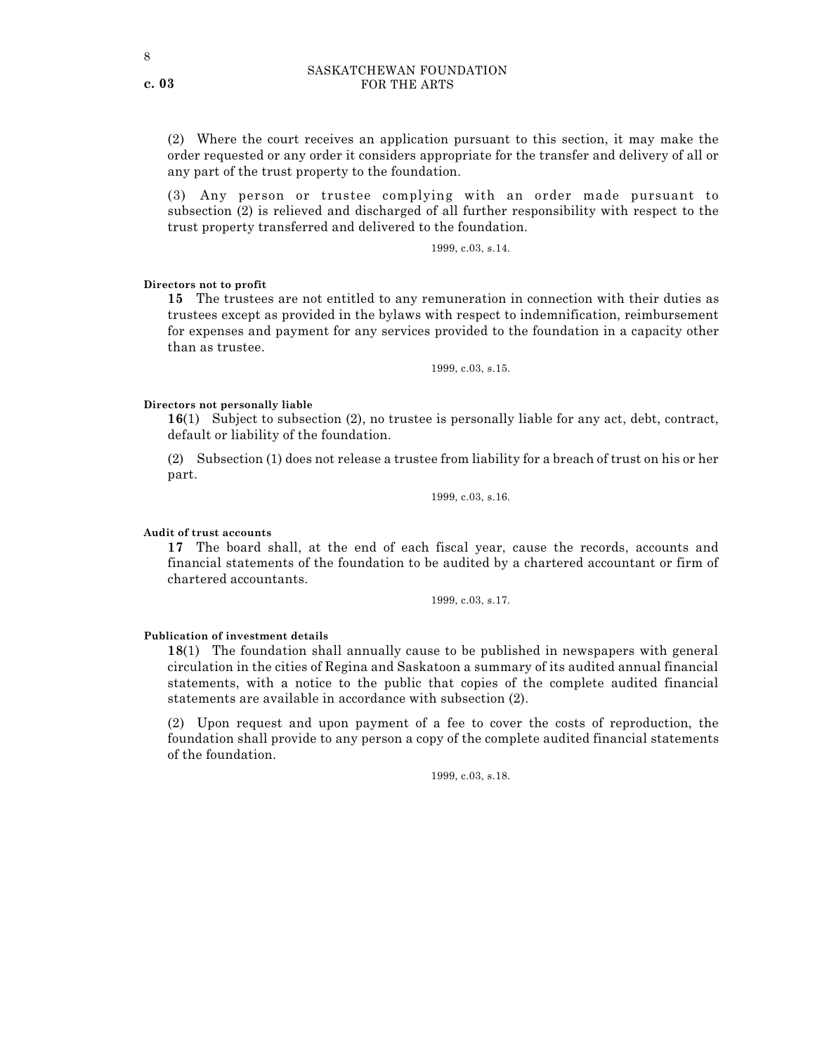(2) Where the court receives an application pursuant to this section, it may make the order requested or any order it considers appropriate for the transfer and delivery of all or any part of the trust property to the foundation.

(3) Any person or trustee complying with an order made pursuant to subsection (2) is relieved and discharged of all further responsibility with respect to the trust property transferred and delivered to the foundation.

1999, c.03, s.14.

**Directors not to profit**

**15** The trustees are not entitled to any remuneration in connection with their duties as trustees except as provided in the bylaws with respect to indemnification, reimbursement for expenses and payment for any services provided to the foundation in a capacity other than as trustee.

1999, c.03, s.15.

**Directors not personally liable**

**16**(1) Subject to subsection (2), no trustee is personally liable for any act, debt, contract, default or liability of the foundation.

(2) Subsection (1) does not release a trustee from liability for a breach of trust on his or her part.

1999, c.03, s.16.

**Audit of trust accounts**

**17** The board shall, at the end of each fiscal year, cause the records, accounts and financial statements of the foundation to be audited by a chartered accountant or firm of chartered accountants.

1999, c.03, s.17.

**Publication of investment details**

**18**(1) The foundation shall annually cause to be published in newspapers with general circulation in the cities of Regina and Saskatoon a summary of its audited annual financial statements, with a notice to the public that copies of the complete audited financial statements are available in accordance with subsection (2).

(2) Upon request and upon payment of a fee to cover the costs of reproduction, the foundation shall provide to any person a copy of the complete audited financial statements of the foundation.

1999, c.03, s.18.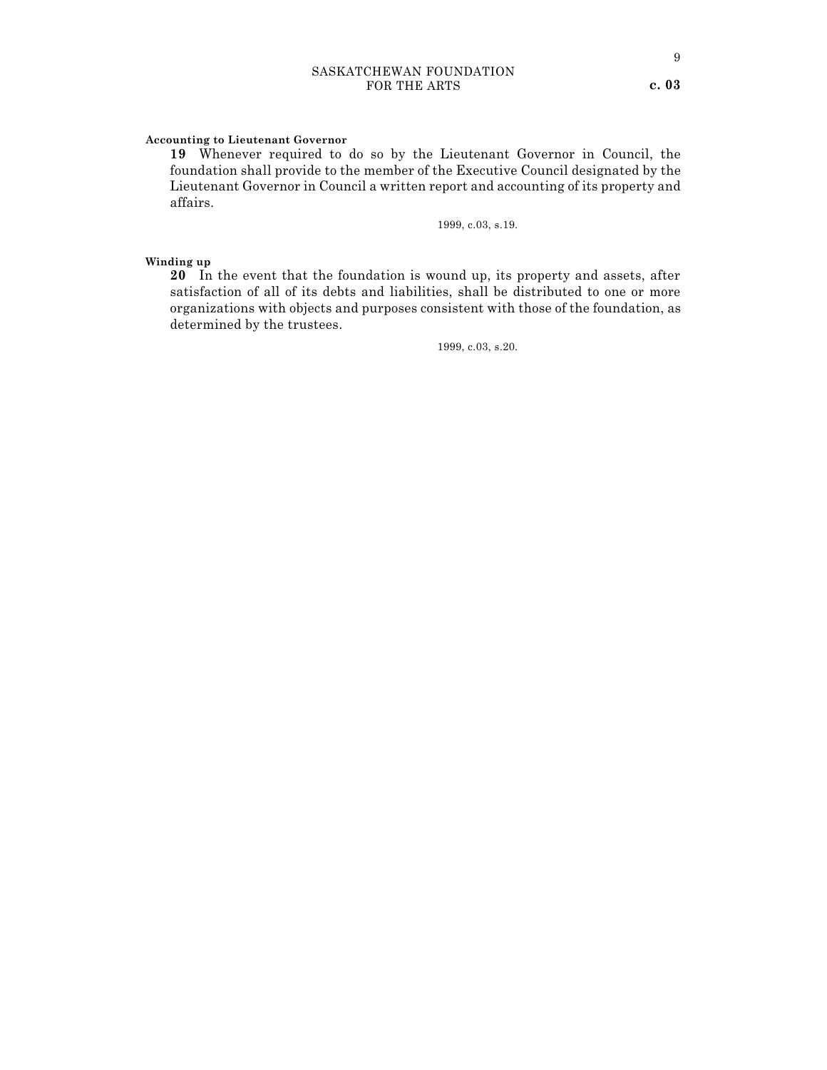**Accounting to Lieutenant Governor**

**19** Whenever required to do so by the Lieutenant Governor in Council, the foundation shall provide to the member of the Executive Council designated by the Lieutenant Governor in Council a written report and accounting of its property and affairs.

1999, c.03, s.19.

**Winding up**

**20** In the event that the foundation is wound up, its property and assets, after satisfaction of all of its debts and liabilities, shall be distributed to one or more organizations with objects and purposes consistent with those of the foundation, as determined by the trustees.

1999, c.03, s.20.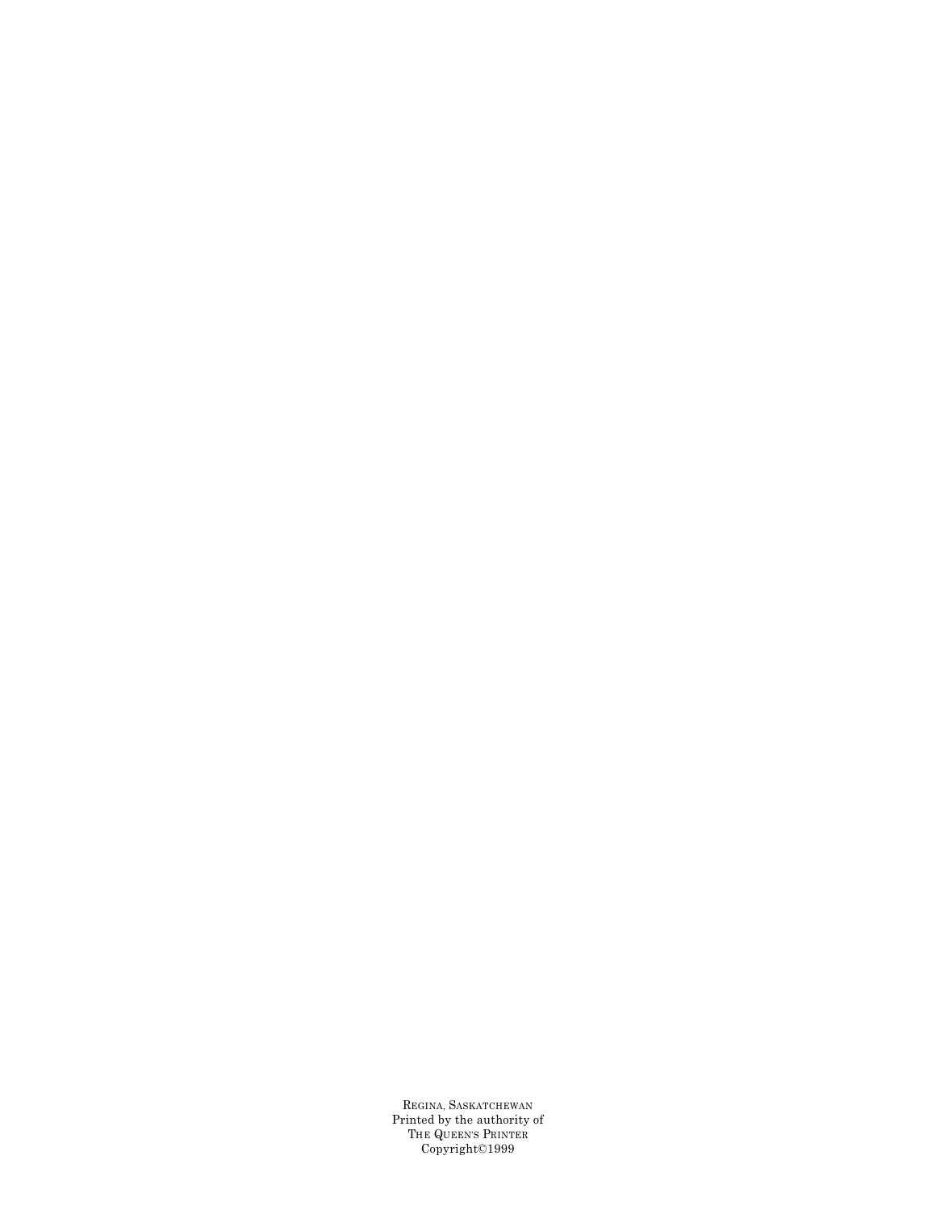REGINA, SASKATCHEWAN
Printed by the authority of
THE QUEEN'S PRINTER
Copyright©1999